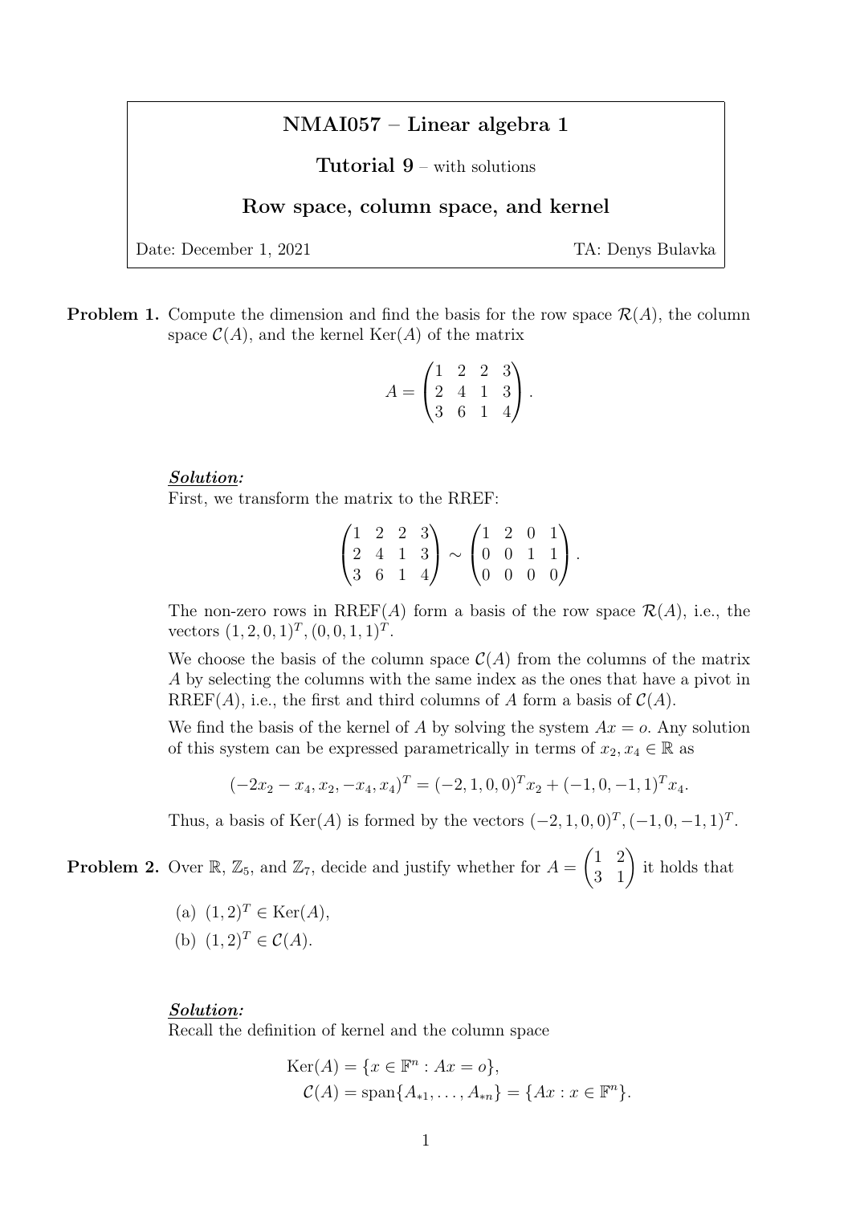# NMAI057 – Linear algebra 1

**Tutorial 9** – with solutions

## Row space, column space, and kernel

Date: December 1, 2021 TA: Denys Bulavka

**Problem 1.** Compute the dimension and find the basis for the row space $\mathcal{R}(A)$, the column space $\mathcal{C}(A)$, and the kernel $\mathrm{Ker}(A)$ of the matrix

$$A = \begin{pmatrix} 1 & 2 & 2 & 3 \\ 2 & 4 & 1 & 3 \\ 3 & 6 & 1 & 4 \end{pmatrix}.$$

***Solution:***
First, we transform the matrix to the RREF:

$$\begin{pmatrix} 1 & 2 & 2 & 3 \\ 2 & 4 & 1 & 3 \\ 3 & 6 & 1 & 4 \end{pmatrix} \sim \begin{pmatrix} 1 & 2 & 0 & 1 \\ 0 & 0 & 1 & 1 \\ 0 & 0 & 0 & 0 \end{pmatrix}.$$

The non-zero rows in $\mathrm{RREF}(A)$ form a basis of the row space $\mathcal{R}(A)$, i.e., the vectors $(1, 2, 0, 1)^T, (0, 0, 1, 1)^T$.

We choose the basis of the column space $\mathcal{C}(A)$ from the columns of the matrix $A$ by selecting the columns with the same index as the ones that have a pivot in $\mathrm{RREF}(A)$, i.e., the first and third columns of $A$ form a basis of $\mathcal{C}(A)$.

We find the basis of the kernel of $A$ by solving the system $Ax = o$. Any solution of this system can be expressed parametrically in terms of $x_2, x_4 \in \mathbb{R}$ as

$$(-2x_2 - x_4, x_2, -x_4, x_4)^T = (-2, 1, 0, 0)^T x_2 + (-1, 0, -1, 1)^T x_4.$$

Thus, a basis of $\mathrm{Ker}(A)$ is formed by the vectors $(-2, 1, 0, 0)^T, (-1, 0, -1, 1)^T$.

**Problem 2.** Over $\mathbb{R}$, $\mathbb{Z}_5$, and $\mathbb{Z}_7$, decide and justify whether for $A = \begin{pmatrix} 1 & 2 \\ 3 & 1 \end{pmatrix}$ it holds that

(a) $(1, 2)^T \in \mathrm{Ker}(A)$,

(b) $(1, 2)^T \in \mathcal{C}(A)$.

***Solution:***
Recall the definition of kernel and the column space

$$\mathrm{Ker}(A) = \{x \in \mathbb{F}^n : Ax = o\},$$
$$\mathcal{C}(A) = \mathrm{span}\{A_{*1}, \ldots, A_{*n}\} = \{Ax : x \in \mathbb{F}^n\}.$$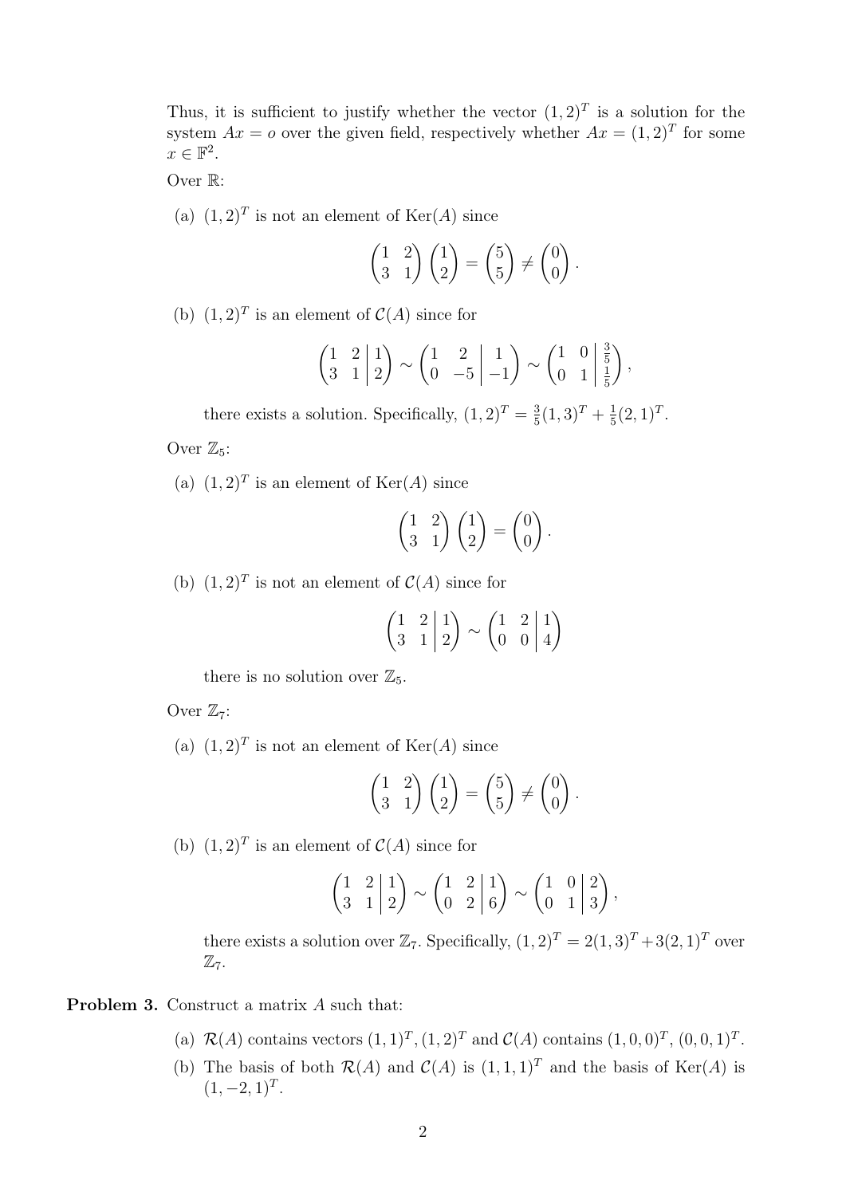Thus, it is sufficient to justify whether the vector $(1,2)^T$ is a solution for the system $Ax = o$ over the given field, respectively whether $Ax = (1,2)^T$ for some $x \in \mathbb{F}^2$.

Over $\mathbb{R}$:

(a) $(1,2)^T$ is not an element of $\mathrm{Ker}(A)$ since

$$\begin{pmatrix} 1 & 2 \\ 3 & 1 \end{pmatrix} \begin{pmatrix} 1 \\ 2 \end{pmatrix} = \begin{pmatrix} 5 \\ 5 \end{pmatrix} \neq \begin{pmatrix} 0 \\ 0 \end{pmatrix}.$$

(b) $(1,2)^T$ is an element of $\mathcal{C}(A)$ since for

$$\left(\begin{array}{cc|c} 1 & 2 & 1 \\ 3 & 1 & 2 \end{array}\right) \sim \left(\begin{array}{cc|c} 1 & 2 & 1 \\ 0 & -5 & -1 \end{array}\right) \sim \left(\begin{array}{cc|c} 1 & 0 & \frac{3}{5} \\ 0 & 1 & \frac{1}{5} \end{array}\right),$$

there exists a solution. Specifically, $(1,2)^T = \frac{3}{5}(1,3)^T + \frac{1}{5}(2,1)^T$.

Over $\mathbb{Z}_5$:

(a) $(1,2)^T$ is an element of $\mathrm{Ker}(A)$ since

$$\begin{pmatrix} 1 & 2 \\ 3 & 1 \end{pmatrix} \begin{pmatrix} 1 \\ 2 \end{pmatrix} = \begin{pmatrix} 0 \\ 0 \end{pmatrix}.$$

(b) $(1,2)^T$ is not an element of $\mathcal{C}(A)$ since for

$$\left(\begin{array}{cc|c} 1 & 2 & 1 \\ 3 & 1 & 2 \end{array}\right) \sim \left(\begin{array}{cc|c} 1 & 2 & 1 \\ 0 & 0 & 4 \end{array}\right)$$

there is no solution over $\mathbb{Z}_5$.

Over $\mathbb{Z}_7$:

(a) $(1,2)^T$ is not an element of $\mathrm{Ker}(A)$ since

$$\begin{pmatrix} 1 & 2 \\ 3 & 1 \end{pmatrix} \begin{pmatrix} 1 \\ 2 \end{pmatrix} = \begin{pmatrix} 5 \\ 5 \end{pmatrix} \neq \begin{pmatrix} 0 \\ 0 \end{pmatrix}.$$

(b) $(1,2)^T$ is an element of $\mathcal{C}(A)$ since for

$$\left(\begin{array}{cc|c} 1 & 2 & 1 \\ 3 & 1 & 2 \end{array}\right) \sim \left(\begin{array}{cc|c} 1 & 2 & 1 \\ 0 & 2 & 6 \end{array}\right) \sim \left(\begin{array}{cc|c} 1 & 0 & 2 \\ 0 & 1 & 3 \end{array}\right),$$

there exists a solution over $\mathbb{Z}_7$. Specifically, $(1,2)^T = 2(1,3)^T + 3(2,1)^T$ over $\mathbb{Z}_7$.

**Problem 3.** Construct a matrix $A$ such that:

(a) $\mathcal{R}(A)$ contains vectors $(1,1)^T, (1,2)^T$ and $\mathcal{C}(A)$ contains $(1,0,0)^T$, $(0,0,1)^T$.

(b) The basis of both $\mathcal{R}(A)$ and $\mathcal{C}(A)$ is $(1,1,1)^T$ and the basis of $\mathrm{Ker}(A)$ is $(1,-2,1)^T$.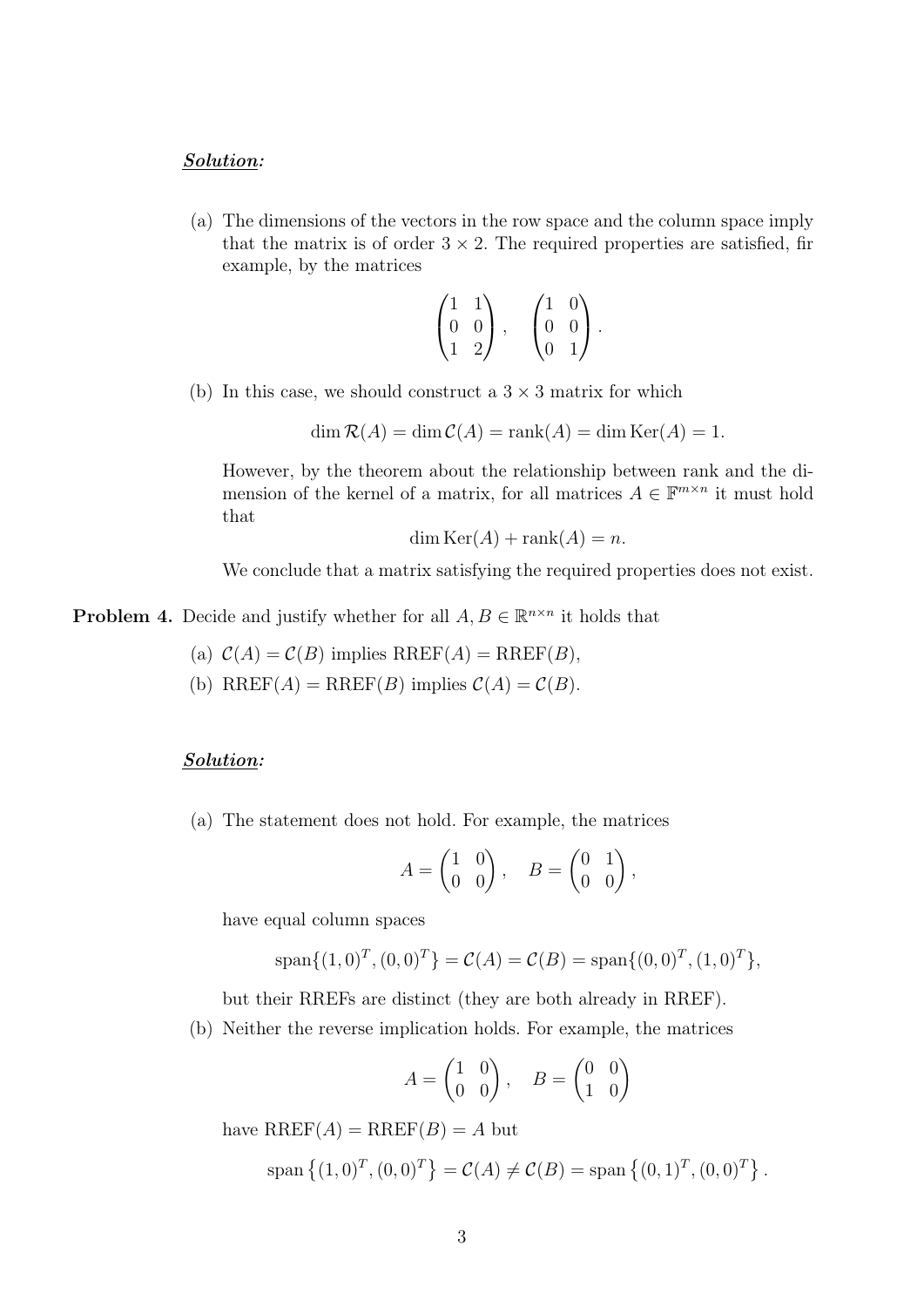***Solution:***

(a) The dimensions of the vectors in the row space and the column space imply that the matrix is of order $3 \times 2$. The required properties are satisfied, fir example, by the matrices

$$\begin{pmatrix} 1 & 1 \\ 0 & 0 \\ 1 & 2 \end{pmatrix}, \quad \begin{pmatrix} 1 & 0 \\ 0 & 0 \\ 0 & 1 \end{pmatrix}.$$

(b) In this case, we should construct a $3 \times 3$ matrix for which

$$\dim \mathcal{R}(A) = \dim \mathcal{C}(A) = \operatorname{rank}(A) = \dim \operatorname{Ker}(A) = 1.$$

However, by the theorem about the relationship between rank and the dimension of the kernel of a matrix, for all matrices $A \in \mathbb{F}^{m \times n}$ it must hold that

$$\dim \operatorname{Ker}(A) + \operatorname{rank}(A) = n.$$

We conclude that a matrix satisfying the required properties does not exist.

**Problem 4.** Decide and justify whether for all $A, B \in \mathbb{R}^{n \times n}$ it holds that

(a) $\mathcal{C}(A) = \mathcal{C}(B)$ implies $\operatorname{RREF}(A) = \operatorname{RREF}(B)$,

(b) $\operatorname{RREF}(A) = \operatorname{RREF}(B)$ implies $\mathcal{C}(A) = \mathcal{C}(B)$.

***Solution:***

(a) The statement does not hold. For example, the matrices

$$A = \begin{pmatrix} 1 & 0 \\ 0 & 0 \end{pmatrix}, \quad B = \begin{pmatrix} 0 & 1 \\ 0 & 0 \end{pmatrix},$$

have equal column spaces

$$\operatorname{span}\{(1,0)^T, (0,0)^T\} = \mathcal{C}(A) = \mathcal{C}(B) = \operatorname{span}\{(0,0)^T, (1,0)^T\},$$

but their RREFs are distinct (they are both already in RREF).

(b) Neither the reverse implication holds. For example, the matrices

$$A = \begin{pmatrix} 1 & 0 \\ 0 & 0 \end{pmatrix}, \quad B = \begin{pmatrix} 0 & 0 \\ 1 & 0 \end{pmatrix}$$

have $\operatorname{RREF}(A) = \operatorname{RREF}(B) = A$ but

$$\operatorname{span}\left\{(1,0)^T, (0,0)^T\right\} = \mathcal{C}(A) \neq \mathcal{C}(B) = \operatorname{span}\left\{(0,1)^T, (0,0)^T\right\}.$$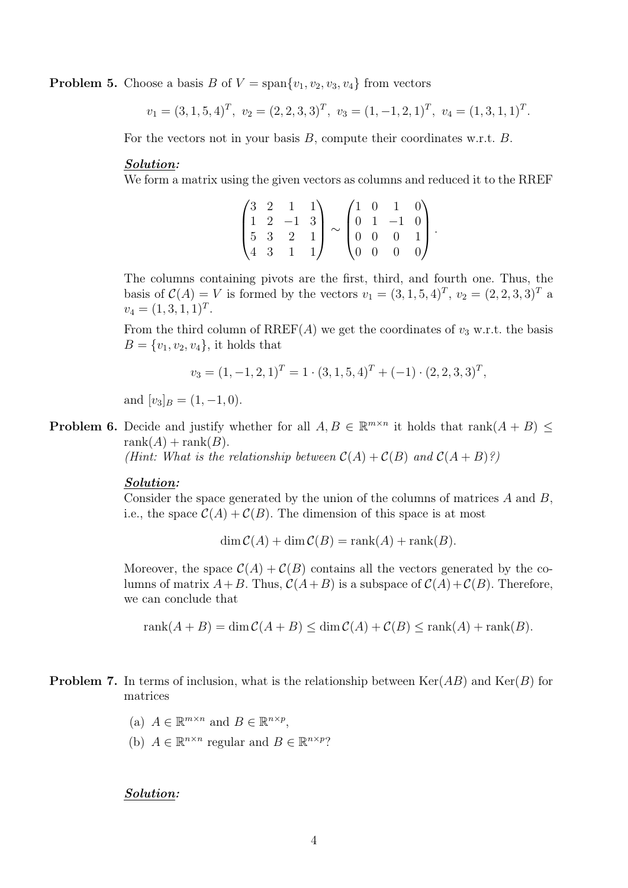**Problem 5.** Choose a basis $B$ of $V = \text{span}\{v_1, v_2, v_3, v_4\}$ from vectors

$$v_1 = (3, 1, 5, 4)^T,\ v_2 = (2, 2, 3, 3)^T,\ v_3 = (1, -1, 2, 1)^T,\ v_4 = (1, 3, 1, 1)^T.$$

For the vectors not in your basis $B$, compute their coordinates w.r.t. $B$.

***Solution:***

We form a matrix using the given vectors as columns and reduced it to the RREF

$$\begin{pmatrix} 3 & 2 & 1 & 1 \\ 1 & 2 & -1 & 3 \\ 5 & 3 & 2 & 1 \\ 4 & 3 & 1 & 1 \end{pmatrix} \sim \begin{pmatrix} 1 & 0 & 1 & 0 \\ 0 & 1 & -1 & 0 \\ 0 & 0 & 0 & 1 \\ 0 & 0 & 0 & 0 \end{pmatrix}.$$

The columns containing pivots are the first, third, and fourth one. Thus, the basis of $\mathcal{C}(A) = V$ is formed by the vectors $v_1 = (3, 1, 5, 4)^T$, $v_2 = (2, 2, 3, 3)^T$ a $v_4 = (1, 3, 1, 1)^T$.

From the third column of RREF$(A)$ we get the coordinates of $v_3$ w.r.t. the basis $B = \{v_1, v_2, v_4\}$, it holds that

$$v_3 = (1, -1, 2, 1)^T = 1 \cdot (3, 1, 5, 4)^T + (-1) \cdot (2, 2, 3, 3)^T,$$

and $[v_3]_B = (1, -1, 0)$.

**Problem 6.** Decide and justify whether for all $A, B \in \mathbb{R}^{m \times n}$ it holds that $\text{rank}(A + B) \leq \text{rank}(A) + \text{rank}(B)$.

*(Hint: What is the relationship between $\mathcal{C}(A) + \mathcal{C}(B)$ and $\mathcal{C}(A + B)$?)*

***Solution:***

Consider the space generated by the union of the columns of matrices $A$ and $B$, i.e., the space $\mathcal{C}(A) + \mathcal{C}(B)$. The dimension of this space is at most

$$\dim \mathcal{C}(A) + \dim \mathcal{C}(B) = \text{rank}(A) + \text{rank}(B).$$

Moreover, the space $\mathcal{C}(A) + \mathcal{C}(B)$ contains all the vectors generated by the columns of matrix $A + B$. Thus, $\mathcal{C}(A + B)$ is a subspace of $\mathcal{C}(A) + \mathcal{C}(B)$. Therefore, we can conclude that

$$\text{rank}(A + B) = \dim \mathcal{C}(A + B) \leq \dim \mathcal{C}(A) + \mathcal{C}(B) \leq \text{rank}(A) + \text{rank}(B).$$

**Problem 7.** In terms of inclusion, what is the relationship between $\text{Ker}(AB)$ and $\text{Ker}(B)$ for matrices

(a) $A \in \mathbb{R}^{m \times n}$ and $B \in \mathbb{R}^{n \times p}$,

(b) $A \in \mathbb{R}^{n \times n}$ regular and $B \in \mathbb{R}^{n \times p}$?

***Solution:***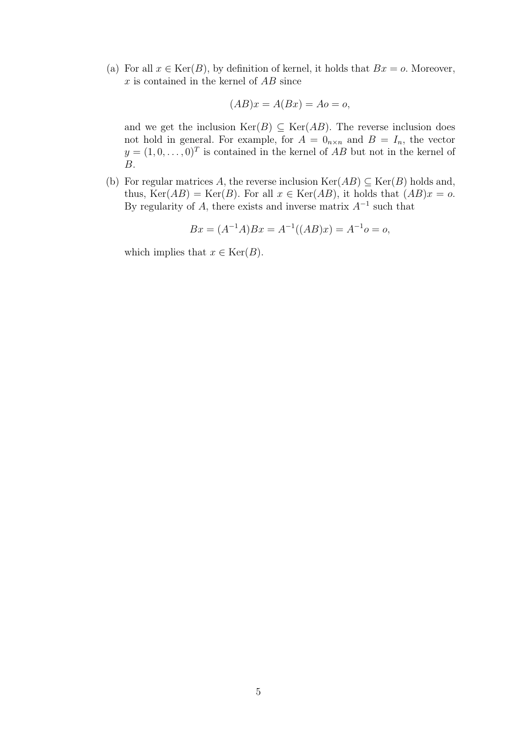(a) For all $x \in \text{Ker}(B)$, by definition of kernel, it holds that $Bx = o$. Moreover, $x$ is contained in the kernel of $AB$ since

$$(AB)x = A(Bx) = Ao = o,$$

and we get the inclusion $\text{Ker}(B) \subseteq \text{Ker}(AB)$. The reverse inclusion does not hold in general. For example, for $A = 0_{n \times n}$ and $B = I_n$, the vector $y = (1, 0, \ldots, 0)^T$ is contained in the kernel of $AB$ but not in the kernel of $B$.

(b) For regular matrices $A$, the reverse inclusion $\text{Ker}(AB) \subseteq \text{Ker}(B)$ holds and, thus, $\text{Ker}(AB) = \text{Ker}(B)$. For all $x \in \text{Ker}(AB)$, it holds that $(AB)x = o$. By regularity of $A$, there exists and inverse matrix $A^{-1}$ such that

$$Bx = (A^{-1}A)Bx = A^{-1}((AB)x) = A^{-1}o = o,$$

which implies that $x \in \text{Ker}(B)$.